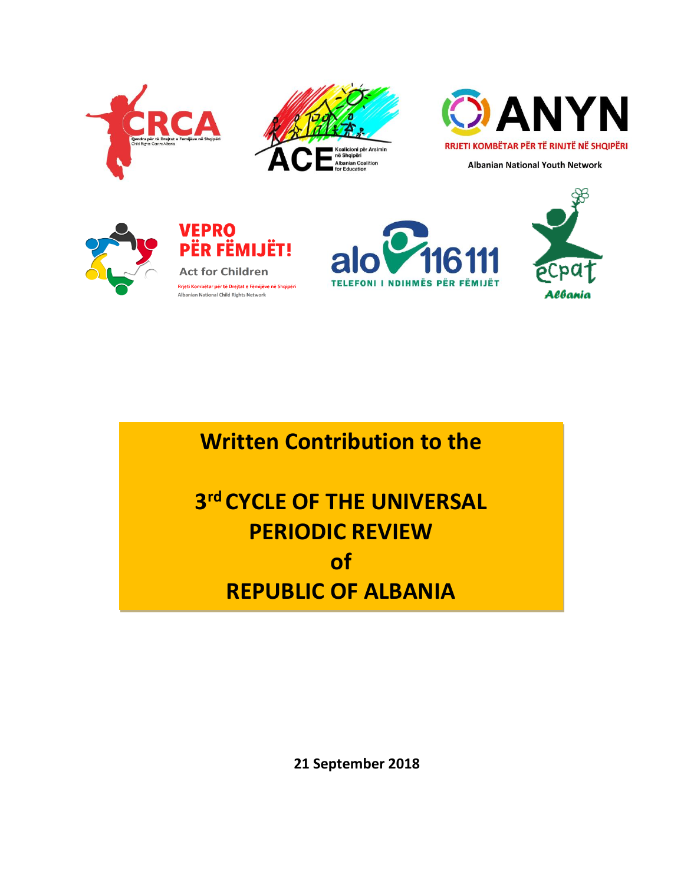CRCA

Qendra për të Drejtat e Fëmijëve në Shqipëri
Child Rights Centre Albania

ACE

Koalicioni për Arsimin në Shqipëri
Albanian Coalition for Education

ANYN

RRJETI KOMBËTAR PËR TË RINJTË NË SHQIPËRI

Albanian National Youth Network

VEPRO PËR FËMIJËT!

Act for Children

Rrjeti Kombëtar për të Drejtat e Fëmijëve në Shqipëri
Albanian National Child Rights Network

alo 116 111

TELEFONI I NDIHMËS PËR FËMIJËT

ecpat

Albania

# Written Contribution to the

# 3rd CYCLE OF THE UNIVERSAL PERIODIC REVIEW of REPUBLIC OF ALBANIA

**21 September 2018**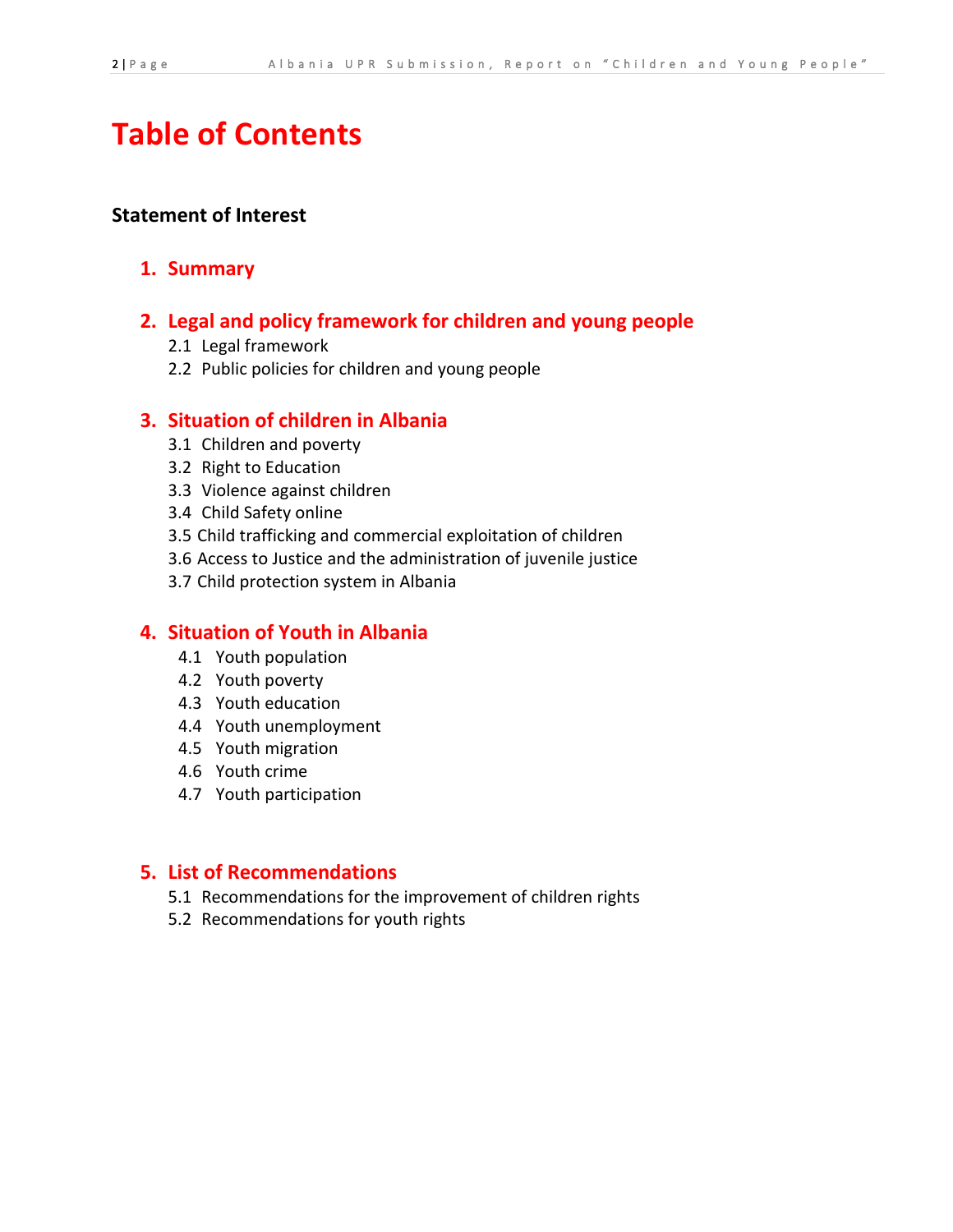# Table of Contents

**Statement of Interest**

1. **Summary**

2. **Legal and policy framework for children and young people**
   - 2.1 Legal framework
   - 2.2 Public policies for children and young people

3. **Situation of children in Albania**
   - 3.1 Children and poverty
   - 3.2 Right to Education
   - 3.3 Violence against children
   - 3.4 Child Safety online
   - 3.5 Child trafficking and commercial exploitation of children
   - 3.6 Access to Justice and the administration of juvenile justice
   - 3.7 Child protection system in Albania

4. **Situation of Youth in Albania**
   - 4.1 Youth population
   - 4.2 Youth poverty
   - 4.3 Youth education
   - 4.4 Youth unemployment
   - 4.5 Youth migration
   - 4.6 Youth crime
   - 4.7 Youth participation

5. **List of Recommendations**
   - 5.1 Recommendations for the improvement of children rights
   - 5.2 Recommendations for youth rights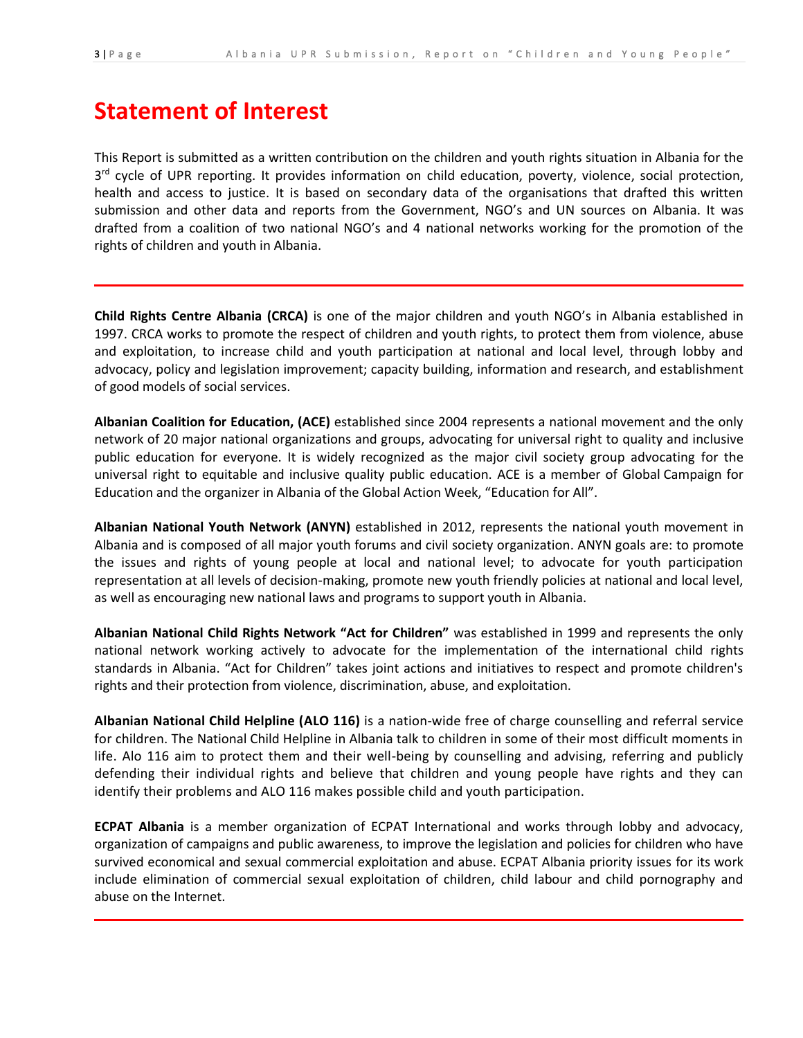# Statement of Interest

This Report is submitted as a written contribution on the children and youth rights situation in Albania for the 3rd cycle of UPR reporting. It provides information on child education, poverty, violence, social protection, health and access to justice. It is based on secondary data of the organisations that drafted this written submission and other data and reports from the Government, NGO's and UN sources on Albania. It was drafted from a coalition of two national NGO's and 4 national networks working for the promotion of the rights of children and youth in Albania.

---

**Child Rights Centre Albania (CRCA)** is one of the major children and youth NGO's in Albania established in 1997. CRCA works to promote the respect of children and youth rights, to protect them from violence, abuse and exploitation, to increase child and youth participation at national and local level, through lobby and advocacy, policy and legislation improvement; capacity building, information and research, and establishment of good models of social services.

**Albanian Coalition for Education, (ACE)** established since 2004 represents a national movement and the only network of 20 major national organizations and groups, advocating for universal right to quality and inclusive public education for everyone. It is widely recognized as the major civil society group advocating for the universal right to equitable and inclusive quality public education. ACE is a member of Global Campaign for Education and the organizer in Albania of the Global Action Week, "Education for All".

**Albanian National Youth Network (ANYN)** established in 2012, represents the national youth movement in Albania and is composed of all major youth forums and civil society organization. ANYN goals are: to promote the issues and rights of young people at local and national level; to advocate for youth participation representation at all levels of decision-making, promote new youth friendly policies at national and local level, as well as encouraging new national laws and programs to support youth in Albania.

**Albanian National Child Rights Network "Act for Children"** was established in 1999 and represents the only national network working actively to advocate for the implementation of the international child rights standards in Albania. "Act for Children" takes joint actions and initiatives to respect and promote children's rights and their protection from violence, discrimination, abuse, and exploitation.

**Albanian National Child Helpline (ALO 116)** is a nation-wide free of charge counselling and referral service for children. The National Child Helpline in Albania talk to children in some of their most difficult moments in life. Alo 116 aim to protect them and their well-being by counselling and advising, referring and publicly defending their individual rights and believe that children and young people have rights and they can identify their problems and ALO 116 makes possible child and youth participation.

**ECPAT Albania** is a member organization of ECPAT International and works through lobby and advocacy, organization of campaigns and public awareness, to improve the legislation and policies for children who have survived economical and sexual commercial exploitation and abuse. ECPAT Albania priority issues for its work include elimination of commercial sexual exploitation of children, child labour and child pornography and abuse on the Internet.

---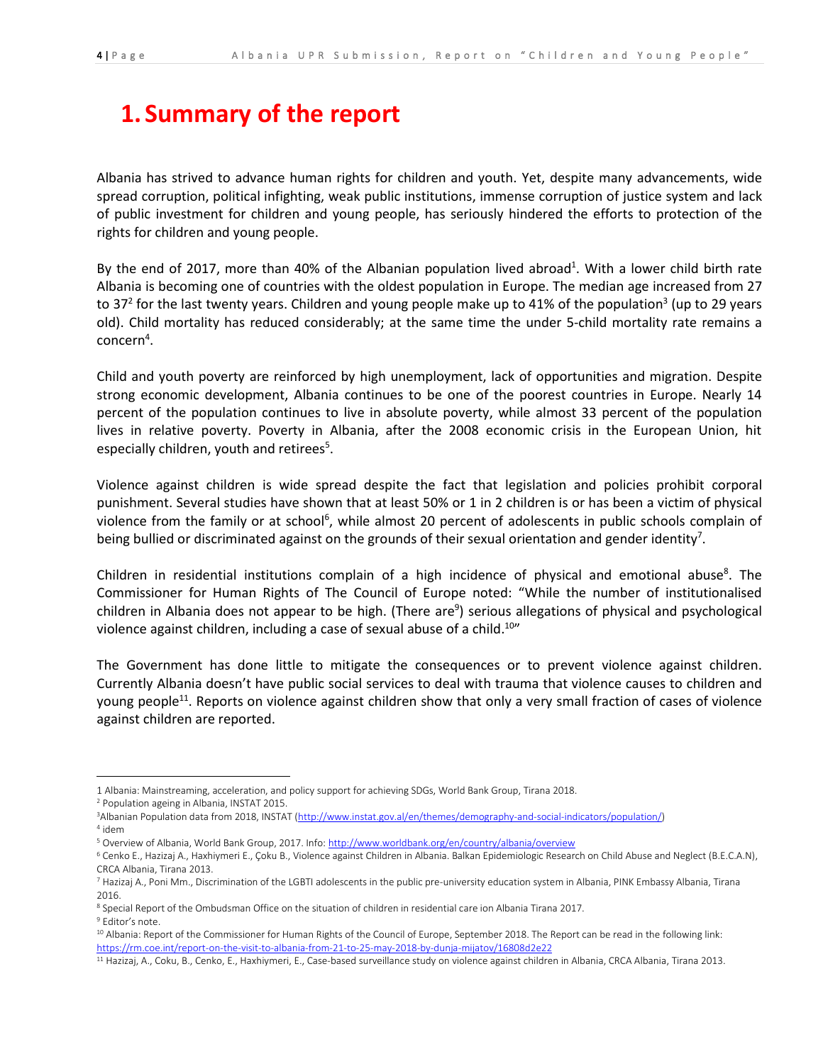# 1. Summary of the report

Albania has strived to advance human rights for children and youth. Yet, despite many advancements, wide spread corruption, political infighting, weak public institutions, immense corruption of justice system and lack of public investment for children and young people, has seriously hindered the efforts to protection of the rights for children and young people.

By the end of 2017, more than 40% of the Albanian population lived abroad[1]. With a lower child birth rate Albania is becoming one of countries with the oldest population in Europe. The median age increased from 27 to 37[2] for the last twenty years. Children and young people make up to 41% of the population[3] (up to 29 years old). Child mortality has reduced considerably; at the same time the under 5-child mortality rate remains a concern[4].

Child and youth poverty are reinforced by high unemployment, lack of opportunities and migration. Despite strong economic development, Albania continues to be one of the poorest countries in Europe. Nearly 14 percent of the population continues to live in absolute poverty, while almost 33 percent of the population lives in relative poverty. Poverty in Albania, after the 2008 economic crisis in the European Union, hit especially children, youth and retirees[5].

Violence against children is wide spread despite the fact that legislation and policies prohibit corporal punishment. Several studies have shown that at least 50% or 1 in 2 children is or has been a victim of physical violence from the family or at school[6], while almost 20 percent of adolescents in public schools complain of being bullied or discriminated against on the grounds of their sexual orientation and gender identity[7].

Children in residential institutions complain of a high incidence of physical and emotional abuse[8]. The Commissioner for Human Rights of The Council of Europe noted: "While the number of institutionalised children in Albania does not appear to be high. (There are[9]) serious allegations of physical and psychological violence against children, including a case of sexual abuse of a child.[10]"

The Government has done little to mitigate the consequences or to prevent violence against children. Currently Albania doesn't have public social services to deal with trauma that violence causes to children and young people[11]. Reports on violence against children show that only a very small fraction of cases of violence against children are reported.

---

1 Albania: Mainstreaming, acceleration, and policy support for achieving SDGs, World Bank Group, Tirana 2018.

2 Population ageing in Albania, INSTAT 2015.

3 Albanian Population data from 2018, INSTAT (http://www.instat.gov.al/en/themes/demography-and-social-indicators/population/)

4 idem

5 Overview of Albania, World Bank Group, 2017. Info: http://www.worldbank.org/en/country/albania/overview

6 Cenko E., Hazizaj A., Haxhiymeri E., Çoku B., Violence against Children in Albania. Balkan Epidemiologic Research on Child Abuse and Neglect (B.E.C.A.N), CRCA Albania, Tirana 2013.

7 Hazizaj A., Poni Mm., Discrimination of the LGBTI adolescents in the public pre-university education system in Albania, PINK Embassy Albania, Tirana 2016.

8 Special Report of the Ombudsman Office on the situation of children in residential care ion Albania Tirana 2017.

9 Editor's note.

10 Albania: Report of the Commissioner for Human Rights of the Council of Europe, September 2018. The Report can be read in the following link: https://rm.coe.int/report-on-the-visit-to-albania-from-21-to-25-may-2018-by-dunja-mijatov/16808d2e22

11 Hazizaj, A., Coku, B., Cenko, E., Haxhiymeri, E., Case-based surveillance study on violence against children in Albania, CRCA Albania, Tirana 2013.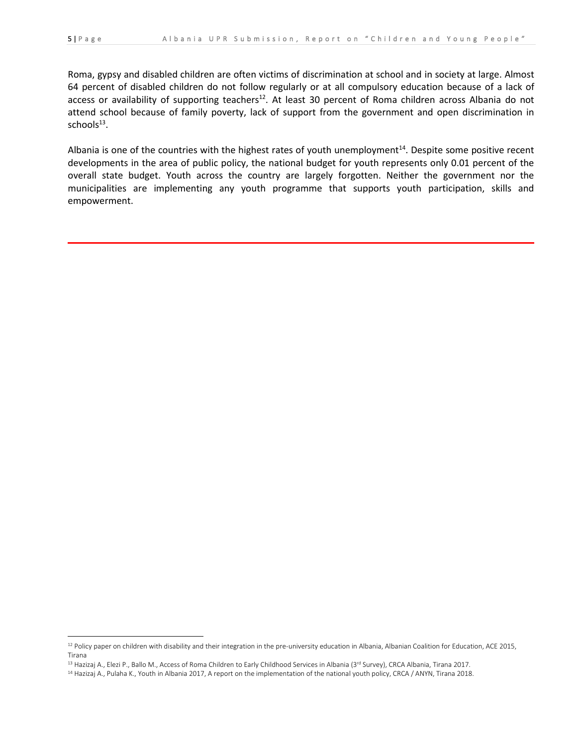Roma, gypsy and disabled children are often victims of discrimination at school and in society at large. Almost 64 percent of disabled children do not follow regularly or at all compulsory education because of a lack of access or availability of supporting teachers[12]. At least 30 percent of Roma children across Albania do not attend school because of family poverty, lack of support from the government and open discrimination in schools[13].

Albania is one of the countries with the highest rates of youth unemployment[14]. Despite some positive recent developments in the area of public policy, the national budget for youth represents only 0.01 percent of the overall state budget. Youth across the country are largely forgotten. Neither the government nor the municipalities are implementing any youth programme that supports youth participation, skills and empowerment.

---

[12] Policy paper on children with disability and their integration in the pre-university education in Albania, Albanian Coalition for Education, ACE 2015, Tirana

[13] Hazizaj A., Elezi P., Ballo M., Access of Roma Children to Early Childhood Services in Albania (3rd Survey), CRCA Albania, Tirana 2017.

[14] Hazizaj A., Pulaha K., Youth in Albania 2017, A report on the implementation of the national youth policy, CRCA / ANYN, Tirana 2018.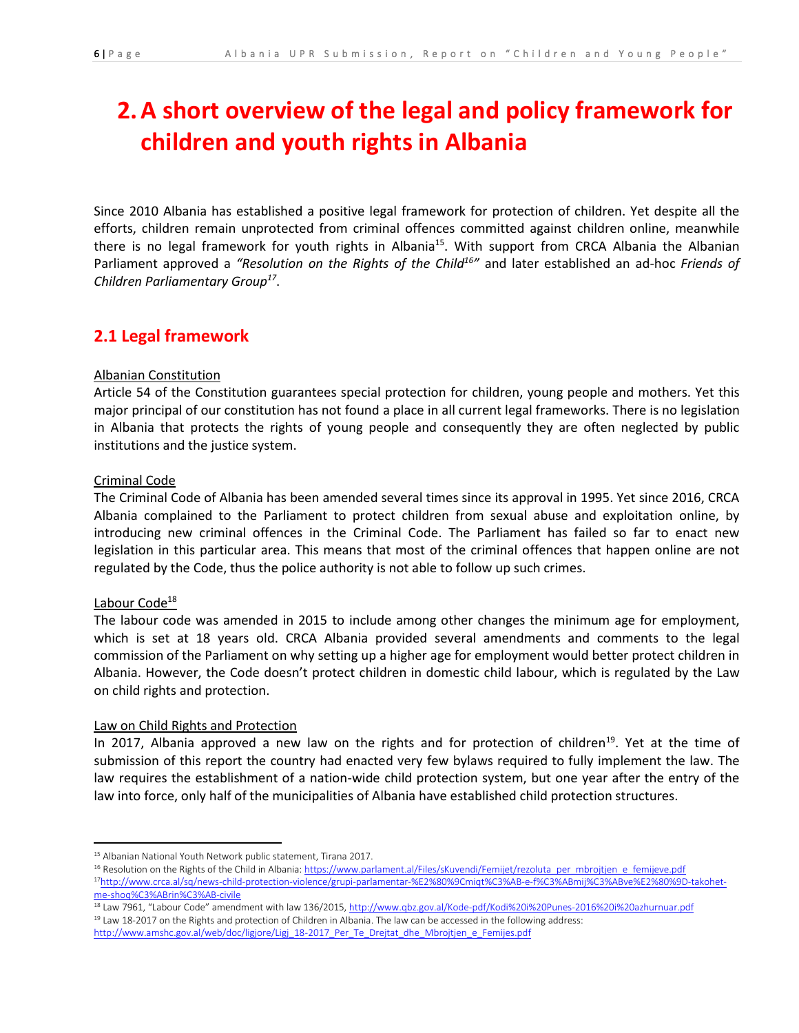# 2. A short overview of the legal and policy framework for children and youth rights in Albania

Since 2010 Albania has established a positive legal framework for protection of children. Yet despite all the efforts, children remain unprotected from criminal offences committed against children online, meanwhile there is no legal framework for youth rights in Albania[15]. With support from CRCA Albania the Albanian Parliament approved a *"Resolution on the Rights of the Child[16]"* and later established an ad-hoc *Friends of Children Parliamentary Group[17]*.

## 2.1 Legal framework

Albanian Constitution

Article 54 of the Constitution guarantees special protection for children, young people and mothers. Yet this major principal of our constitution has not found a place in all current legal frameworks. There is no legislation in Albania that protects the rights of young people and consequently they are often neglected by public institutions and the justice system.

Criminal Code

The Criminal Code of Albania has been amended several times since its approval in 1995. Yet since 2016, CRCA Albania complained to the Parliament to protect children from sexual abuse and exploitation online, by introducing new criminal offences in the Criminal Code. The Parliament has failed so far to enact new legislation in this particular area. This means that most of the criminal offences that happen online are not regulated by the Code, thus the police authority is not able to follow up such crimes.

Labour Code[18]

The labour code was amended in 2015 to include among other changes the minimum age for employment, which is set at 18 years old. CRCA Albania provided several amendments and comments to the legal commission of the Parliament on why setting up a higher age for employment would better protect children in Albania. However, the Code doesn't protect children in domestic child labour, which is regulated by the Law on child rights and protection.

Law on Child Rights and Protection

In 2017, Albania approved a new law on the rights and for protection of children[19]. Yet at the time of submission of this report the country had enacted very few bylaws required to fully implement the law. The law requires the establishment of a nation-wide child protection system, but one year after the entry of the law into force, only half of the municipalities of Albania have established child protection structures.

---

[15] Albanian National Youth Network public statement, Tirana 2017.

[16] Resolution on the Rights of the Child in Albania: https://www.parlament.al/Files/sKuvendi/Femijet/rezoluta_per_mbrojtjen_e_femijeve.pdf

[17] http://www.crca.al/sq/news-child-protection-violence/grupi-parlamentar-%E2%80%9Cmiqt%C3%AB-e-f%C3%ABmij%C3%ABve%E2%80%9D-takohet-me-shoq%C3%ABrin%C3%AB-civile

[18] Law 7961, "Labour Code" amendment with law 136/2015, http://www.qbz.gov.al/Kode-pdf/Kodi%20i%20Punes-2016%20i%20azhurnuar.pdf

[19] Law 18-2017 on the Rights and protection of Children in Albania. The law can be accessed in the following address: http://www.amshc.gov.al/web/doc/ligjore/Ligj_18-2017_Per_Te_Drejtat_dhe_Mbrojtjen_e_Femijes.pdf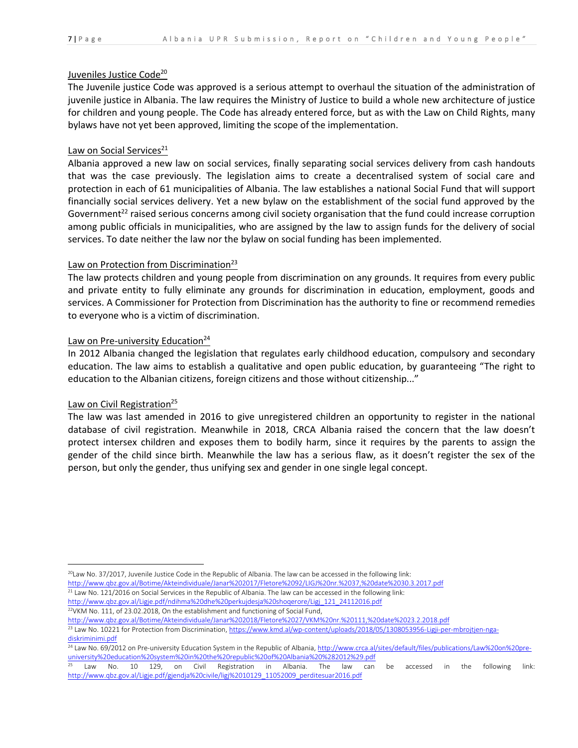Juveniles Justice Code[20]

The Juvenile justice Code was approved is a serious attempt to overhaul the situation of the administration of juvenile justice in Albania. The law requires the Ministry of Justice to build a whole new architecture of justice for children and young people. The Code has already entered force, but as with the Law on Child Rights, many bylaws have not yet been approved, limiting the scope of the implementation.

Law on Social Services[21]

Albania approved a new law on social services, finally separating social services delivery from cash handouts that was the case previously. The legislation aims to create a decentralised system of social care and protection in each of 61 municipalities of Albania. The law establishes a national Social Fund that will support financially social services delivery. Yet a new bylaw on the establishment of the social fund approved by the Government[22] raised serious concerns among civil society organisation that the fund could increase corruption among public officials in municipalities, who are assigned by the law to assign funds for the delivery of social services. To date neither the law nor the bylaw on social funding has been implemented.

Law on Protection from Discrimination[23]

The law protects children and young people from discrimination on any grounds. It requires from every public and private entity to fully eliminate any grounds for discrimination in education, employment, goods and services. A Commissioner for Protection from Discrimination has the authority to fine or recommend remedies to everyone who is a victim of discrimination.

Law on Pre-university Education[24]

In 2012 Albania changed the legislation that regulates early childhood education, compulsory and secondary education. The law aims to establish a qualitative and open public education, by guaranteeing "The right to education to the Albanian citizens, foreign citizens and those without citizenship..."

Law on Civil Registration[25]

The law was last amended in 2016 to give unregistered children an opportunity to register in the national database of civil registration. Meanwhile in 2018, CRCA Albania raised the concern that the law doesn't protect intersex children and exposes them to bodily harm, since it requires by the parents to assign the gender of the child since birth. Meanwhile the law has a serious flaw, as it doesn't register the sex of the person, but only the gender, thus unifying sex and gender in one single legal concept.

---

[20] Law No. 37/2017, Juvenile Justice Code in the Republic of Albania. The law can be accessed in the following link: http://www.qbz.gov.al/Botime/Aktei ndividuale/Janar%202017/Fletore%2092/LIGJ%20nr.%2037,%20date%2030.3.2017.pdf

[21] Law No. 121/2016 on Social Services in the Republic of Albania. The law can be accessed in the following link: http://www.qbz.gov.al/Ligje.pdf/ndihma%20dhe%20perkujdesja%20shoqerore/Ligj_121_24112016.pdf

[22] VKM No. 111, of 23.02.2018, On the establishment and functioning of Social Fund, http://www.qbz.gov.al/Botime/Akteindividuale/Janar%202018/Fletore%2027/VKM%20nr.%20111,%20date%2023.2.2018.pdf

[23] Law No. 10221 for Protection from Discrimination, https://www.kmd.al/wp-content/uploads/2018/05/1308053956-Ligji-per-mbrojtjen-nga-diskriminimi.pdf

[24] Law No. 69/2012 on Pre-university Education System in the Republic of Albania, http://www.crca.al/sites/default/files/publications/Law%20on%20pre-university%20education%20system%20in%20the%20republic%20of%20Albania%20%282012%29.pdf

[25] Law No. 10 129, on Civil Registration in Albania. The law can be accessed in the following link: http://www.qbz.gov.al/Ligje.pdf/gjendja%20civile/ligj%2010129_11052009_perditesuar2016.pdf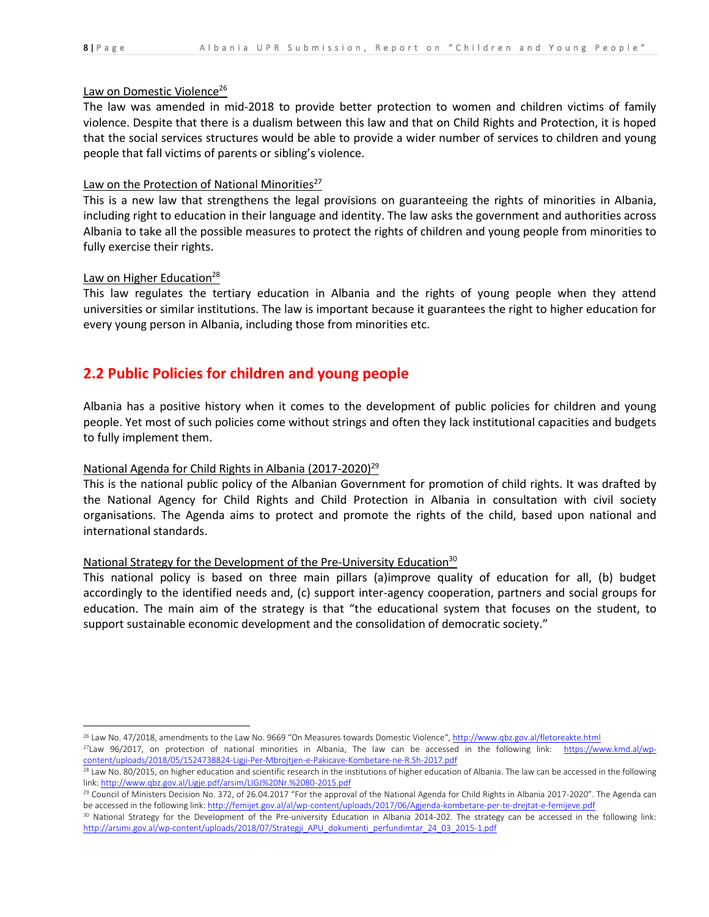Law on Domestic Violence[26]

The law was amended in mid-2018 to provide better protection to women and children victims of family violence. Despite that there is a dualism between this law and that on Child Rights and Protection, it is hoped that the social services structures would be able to provide a wider number of services to children and young people that fall victims of parents or sibling's violence.

Law on the Protection of National Minorities[27]

This is a new law that strengthens the legal provisions on guaranteeing the rights of minorities in Albania, including right to education in their language and identity. The law asks the government and authorities across Albania to take all the possible measures to protect the rights of children and young people from minorities to fully exercise their rights.

Law on Higher Education[28]

This law regulates the tertiary education in Albania and the rights of young people when they attend universities or similar institutions. The law is important because it guarantees the right to higher education for every young person in Albania, including those from minorities etc.

## 2.2 Public Policies for children and young people

Albania has a positive history when it comes to the development of public policies for children and young people. Yet most of such policies come without strings and often they lack institutional capacities and budgets to fully implement them.

National Agenda for Child Rights in Albania (2017-2020)[29]

This is the national public policy of the Albanian Government for promotion of child rights. It was drafted by the National Agency for Child Rights and Child Protection in Albania in consultation with civil society organisations. The Agenda aims to protect and promote the rights of the child, based upon national and international standards.

National Strategy for the Development of the Pre-University Education[30]

This national policy is based on three main pillars (a)improve quality of education for all, (b) budget accordingly to the identified needs and, (c) support inter-agency cooperation, partners and social groups for education. The main aim of the strategy is that "the educational system that focuses on the student, to support sustainable economic development and the consolidation of democratic society."

---

[26] Law No. 47/2018, amendments to the Law No. 9669 "On Measures towards Domestic Violence", http://www.qbz.gov.al/fletoreakte.html

[27] Law 96/2017, on protection of national minorities in Albania, The law can be accessed in the following link: https://www.kmd.al/wp-content/uploads/2018/05/1524738824-Ligji-Per-Mbrojtjen-e-Pakicave-Kombetare-ne-R.Sh-2017.pdf

[28] Law No. 80/2015, on higher education and scientific research in the institutions of higher education of Albania. The law can be accessed in the following link: http://www.qbz.gov.al/Ligje.pdf/arsim/LIGJ%20Nr.%2080-2015.pdf

[29] Council of Ministers Decision No. 372, of 26.04.2017 "For the approval of the National Agenda for Child Rights in Albania 2017-2020". The Agenda can be accessed in the following link: http://femijet.gov.al/al/wp-content/uploads/2017/06/Agjenda-kombetare-per-te-drejtat-e-femijeve.pdf

[30] National Strategy for the Development of the Pre-university Education in Albania 2014-202. The strategy can be accessed in the following link: http://arsimi.gov.al/wp-content/uploads/2018/07/Strategji_APU_dokumenti_perfundimtar_24_03_2015-1.pdf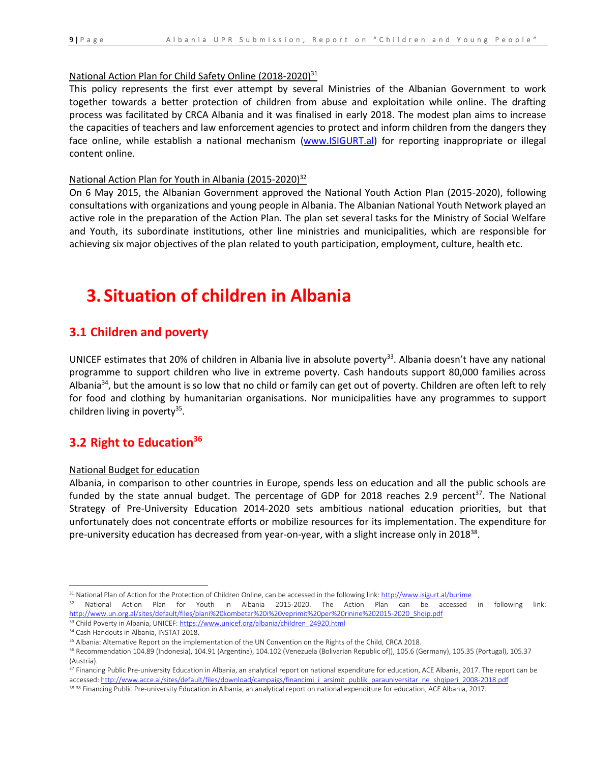National Action Plan for Child Safety Online (2018-2020)[31]

This policy represents the first ever attempt by several Ministries of the Albanian Government to work together towards a better protection of children from abuse and exploitation while online. The drafting process was facilitated by CRCA Albania and it was finalised in early 2018. The modest plan aims to increase the capacities of teachers and law enforcement agencies to protect and inform children from the dangers they face online, while establish a national mechanism (www.ISIGURT.al) for reporting inappropriate or illegal content online.

National Action Plan for Youth in Albania (2015-2020)[32]

On 6 May 2015, the Albanian Government approved the National Youth Action Plan (2015-2020), following consultations with organizations and young people in Albania. The Albanian National Youth Network played an active role in the preparation of the Action Plan. The plan set several tasks for the Ministry of Social Welfare and Youth, its subordinate institutions, other line ministries and municipalities, which are responsible for achieving six major objectives of the plan related to youth participation, employment, culture, health etc.

# 3. Situation of children in Albania

## 3.1 Children and poverty

UNICEF estimates that 20% of children in Albania live in absolute poverty[33]. Albania doesn't have any national programme to support children who live in extreme poverty. Cash handouts support 80,000 families across Albania[34], but the amount is so low that no child or family can get out of poverty. Children are often left to rely for food and clothing by humanitarian organisations. Nor municipalities have any programmes to support children living in poverty[35].

## 3.2 Right to Education[36]

National Budget for education

Albania, in comparison to other countries in Europe, spends less on education and all the public schools are funded by the state annual budget. The percentage of GDP for 2018 reaches 2.9 percent[37]. The National Strategy of Pre-University Education 2014-2020 sets ambitious national education priorities, but that unfortunately does not concentrate efforts or mobilize resources for its implementation. The expenditure for pre-university education has decreased from year-on-year, with a slight increase only in 2018[38].

---

[31] National Plan of Action for the Protection of Children Online, can be accessed in the following link: http://www.isigurt.al/burime

[32] National Action Plan for Youth in Albania 2015-2020. The Action Plan can be accessed in following link: http://www.un.org.al/sites/default/files/plani%20kombetar%20i%20veprimit%20per%20rinine%202015-2020_Shqip.pdf

[33] Child Poverty in Albania, UNICEF: https://www.unicef.org/albania/children_24920.html

[34] Cash Handouts in Albania, INSTAT 2018.

[35] Albania: Alternative Report on the implementation of the UN Convention on the Rights of Child, CRCA 2018.

[36] Recommendation 104.89 (Indonesia), 104.91 (Argentina), 104.102 (Venezuela (Bolivarian Republic of)), 105.6 (Germany), 105.35 (Portugal), 105.37 (Austria).

[37] Financing Public Pre-university Education in Albania, an analytical report on national expenditure for education, ACE Albania, 2017. The report can be accessed: http://www.acce.al/sites/default/files/download/campaigs/financimi_i_arsimit_publik_parauniversitar_ne_shqiperi_2008-2018.pdf

[38] [38] Financing Public Pre-university Education in Albania, an analytical report on national expenditure for education, ACE Albania, 2017.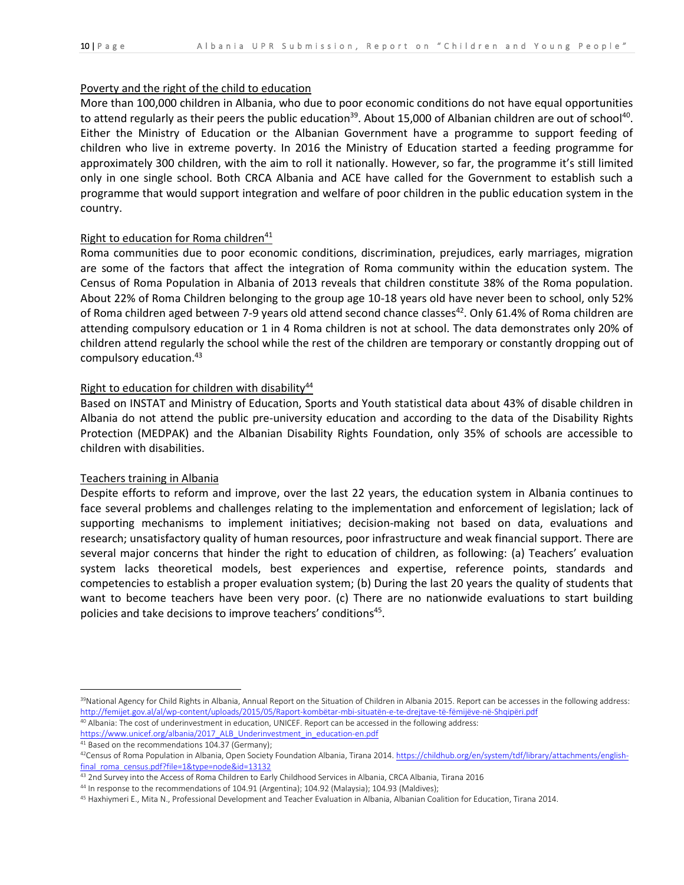Poverty and the right of the child to education

More than 100,000 children in Albania, who due to poor economic conditions do not have equal opportunities to attend regularly as their peers the public education[39]. About 15,000 of Albanian children are out of school[40]. Either the Ministry of Education or the Albanian Government have a programme to support feeding of children who live in extreme poverty. In 2016 the Ministry of Education started a feeding programme for approximately 300 children, with the aim to roll it nationally. However, so far, the programme it's still limited only in one single school. Both CRCA Albania and ACE have called for the Government to establish such a programme that would support integration and welfare of poor children in the public education system in the country.

Right to education for Roma children[41]

Roma communities due to poor economic conditions, discrimination, prejudices, early marriages, migration are some of the factors that affect the integration of Roma community within the education system. The Census of Roma Population in Albania of 2013 reveals that children constitute 38% of the Roma population. About 22% of Roma Children belonging to the group age 10-18 years old have never been to school, only 52% of Roma children aged between 7-9 years old attend second chance classes[42]. Only 61.4% of Roma children are attending compulsory education or 1 in 4 Roma children is not at school. The data demonstrates only 20% of children attend regularly the school while the rest of the children are temporary or constantly dropping out of compulsory education.[43]

Right to education for children with disability[44]

Based on INSTAT and Ministry of Education, Sports and Youth statistical data about 43% of disable children in Albania do not attend the public pre-university education and according to the data of the Disability Rights Protection (MEDPAK) and the Albanian Disability Rights Foundation, only 35% of schools are accessible to children with disabilities.

Teachers training in Albania

Despite efforts to reform and improve, over the last 22 years, the education system in Albania continues to face several problems and challenges relating to the implementation and enforcement of legislation; lack of supporting mechanisms to implement initiatives; decision-making not based on data, evaluations and research; unsatisfactory quality of human resources, poor infrastructure and weak financial support. There are several major concerns that hinder the right to education of children, as following: (a) Teachers' evaluation system lacks theoretical models, best experiences and expertise, reference points, standards and competencies to establish a proper evaluation system; (b) During the last 20 years the quality of students that want to become teachers have been very poor. (c) There are no nationwide evaluations to start building policies and take decisions to improve teachers' conditions[45].

---

[39] National Agency for Child Rights in Albania, Annual Report on the Situation of Children in Albania 2015. Report can be accesses in the following address: http://femijet.gov.al/al/wp-content/uploads/2015/05/Raport-kombëtar-mbi-situatën-e-te-drejtave-të-fëmijëve-në-Shqipëri.pdf

[40] Albania: The cost of underinvestment in education, UNICEF. Report can be accessed in the following address: https://www.unicef.org/albania/2017_ALB_Underinvestment_in_education-en.pdf

[41] Based on the recommendations 104.37 (Germany);

[42] Census of Roma Population in Albania, Open Society Foundation Albania, Tirana 2014. https://childhub.org/en/system/tdf/library/attachments/english-final_roma_census.pdf?file=1&type=node&id=13132

[43] 2nd Survey into the Access of Roma Children to Early Childhood Services in Albania, CRCA Albania, Tirana 2016

[44] In response to the recommendations of 104.91 (Argentina); 104.92 (Malaysia); 104.93 (Maldives);

[45] Haxhiymeri E., Mita N., Professional Development and Teacher Evaluation in Albania, Albanian Coalition for Education, Tirana 2014.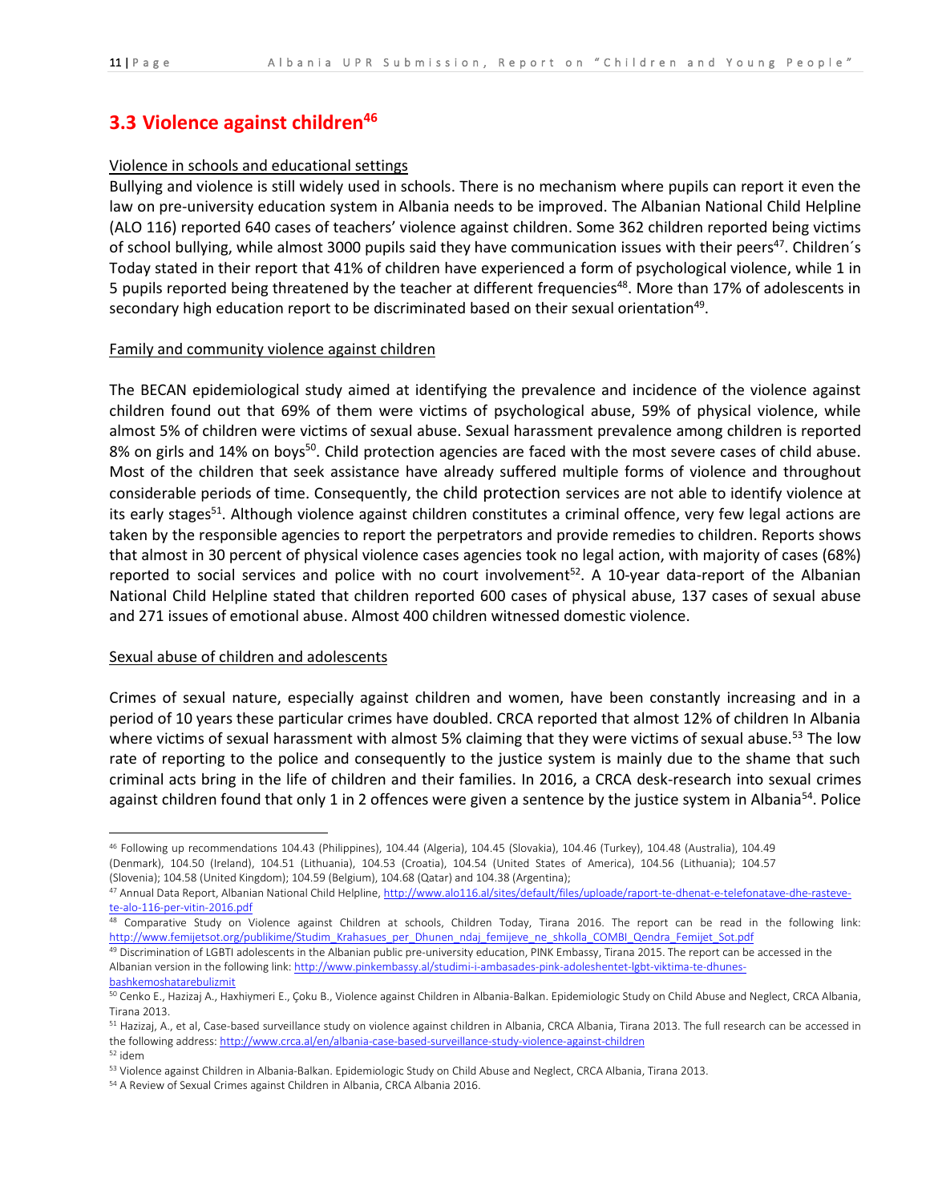## 3.3 Violence against children[46]

Violence in schools and educational settings

Bullying and violence is still widely used in schools. There is no mechanism where pupils can report it even the law on pre-university education system in Albania needs to be improved. The Albanian National Child Helpline (ALO 116) reported 640 cases of teachers' violence against children. Some 362 children reported being victims of school bullying, while almost 3000 pupils said they have communication issues with their peers[47]. Children´s Today stated in their report that 41% of children have experienced a form of psychological violence, while 1 in 5 pupils reported being threatened by the teacher at different frequencies[48]. More than 17% of adolescents in secondary high education report to be discriminated based on their sexual orientation[49].

Family and community violence against children

The BECAN epidemiological study aimed at identifying the prevalence and incidence of the violence against children found out that 69% of them were victims of psychological abuse, 59% of physical violence, while almost 5% of children were victims of sexual abuse. Sexual harassment prevalence among children is reported 8% on girls and 14% on boys[50]. Child protection agencies are faced with the most severe cases of child abuse. Most of the children that seek assistance have already suffered multiple forms of violence and throughout considerable periods of time. Consequently, the child protection services are not able to identify violence at its early stages[51]. Although violence against children constitutes a criminal offence, very few legal actions are taken by the responsible agencies to report the perpetrators and provide remedies to children. Reports shows that almost in 30 percent of physical violence cases agencies took no legal action, with majority of cases (68%) reported to social services and police with no court involvement[52]. A 10-year data-report of the Albanian National Child Helpline stated that children reported 600 cases of physical abuse, 137 cases of sexual abuse and 271 issues of emotional abuse. Almost 400 children witnessed domestic violence.

Sexual abuse of children and adolescents

Crimes of sexual nature, especially against children and women, have been constantly increasing and in a period of 10 years these particular crimes have doubled. CRCA reported that almost 12% of children In Albania where victims of sexual harassment with almost 5% claiming that they were victims of sexual abuse.[53] The low rate of reporting to the police and consequently to the justice system is mainly due to the shame that such criminal acts bring in the life of children and their families. In 2016, a CRCA desk-research into sexual crimes against children found that only 1 in 2 offences were given a sentence by the justice system in Albania[54]. Police

---

[46] Following up recommendations 104.43 (Philippines), 104.44 (Algeria), 104.45 (Slovakia), 104.46 (Turkey), 104.48 (Australia), 104.49 (Denmark), 104.50 (Ireland), 104.51 (Lithuania), 104.53 (Croatia), 104.54 (United States of America), 104.56 (Lithuania); 104.57 (Slovenia); 104.58 (United Kingdom); 104.59 (Belgium), 104.68 (Qatar) and 104.38 (Argentina);

[47] Annual Data Report, Albanian National Child Helpline, http://www.alo116.al/sites/default/files/uploade/raport-te-dhenat-e-telefonatave-dhe-rasteve-te-alo-116-per-vitin-2016.pdf

[48] Comparative Study on Violence against Children at schools, Children Today, Tirana 2016. The report can be read in the following link: http://www.femijetsot.org/publikime/Studim_Krahasues_per_Dhunen_ndaj_femijeve_ne_shkolla_COMBI_Qendra_Femijet_Sot.pdf

[49] Discrimination of LGBTI adolescents in the Albanian public pre-university education, PINK Embassy, Tirana 2015. The report can be accessed in the Albanian version in the following link: http://www.pinkembassy.al/studimi-i-ambasades-pink-adoleshentet-lgbt-viktima-te-dhunes-bashkemoshatarebulizmit

[50] Cenko E., Hazizaj A., Haxhiymeri E., Çoku B., Violence against Children in Albania-Balkan. Epidemiologic Study on Child Abuse and Neglect, CRCA Albania, Tirana 2013.

[51] Hazizaj, A., et al, Case-based surveillance study on violence against children in Albania, CRCA Albania, Tirana 2013. The full research can be accessed in the following address: http://www.crca.al/en/albania-case-based-surveillance-study-violence-against-children

[52] idem

[53] Violence against Children in Albania-Balkan. Epidemiologic Study on Child Abuse and Neglect, CRCA Albania, Tirana 2013.

[54] A Review of Sexual Crimes against Children in Albania, CRCA Albania 2016.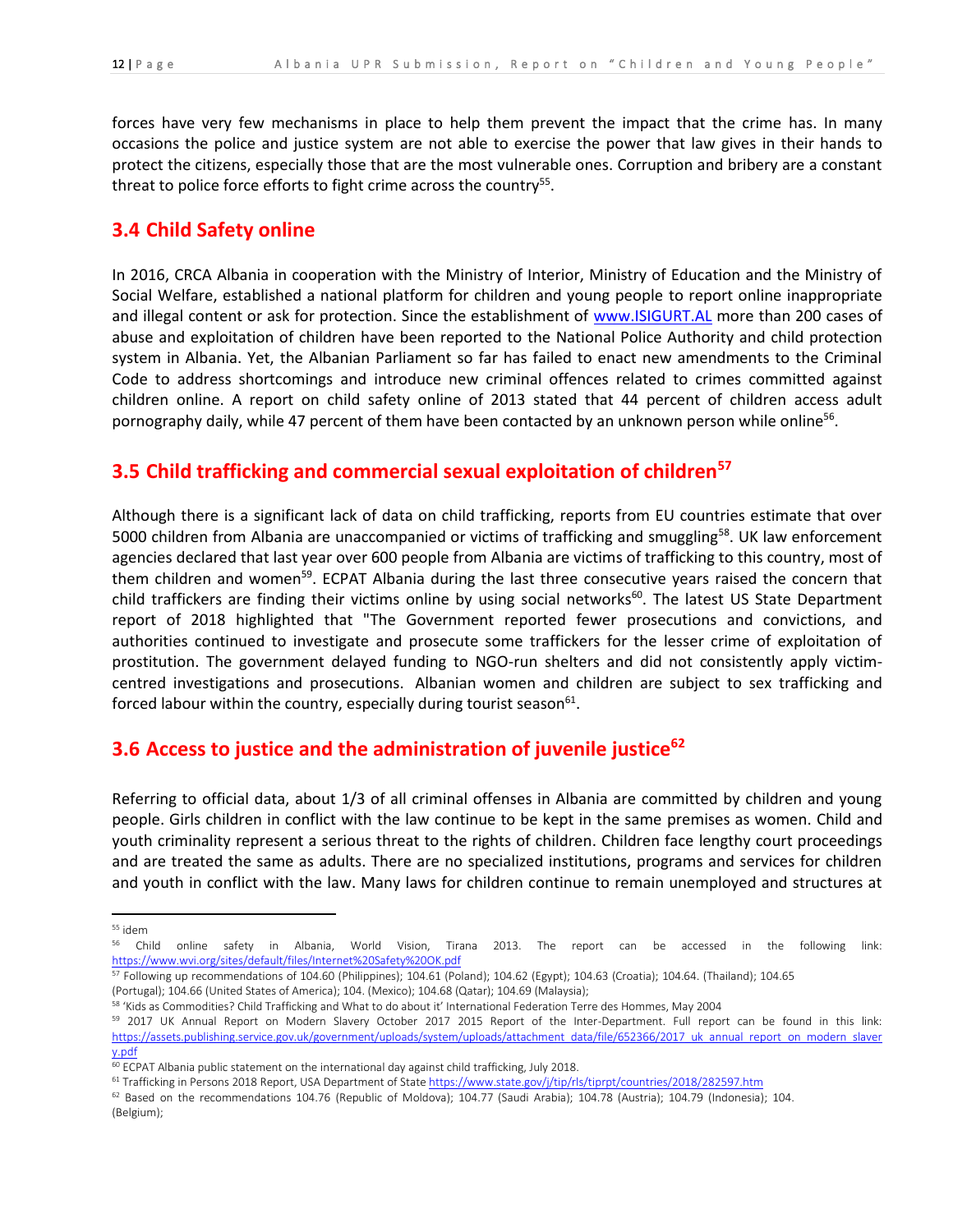forces have very few mechanisms in place to help them prevent the impact that the crime has. In many occasions the police and justice system are not able to exercise the power that law gives in their hands to protect the citizens, especially those that are the most vulnerable ones. Corruption and bribery are a constant threat to police force efforts to fight crime across the country[55].

## 3.4 Child Safety online

In 2016, CRCA Albania in cooperation with the Ministry of Interior, Ministry of Education and the Ministry of Social Welfare, established a national platform for children and young people to report online inappropriate and illegal content or ask for protection. Since the establishment of [www.ISIGURT.AL](www.ISIGURT.AL) more than 200 cases of abuse and exploitation of children have been reported to the National Police Authority and child protection system in Albania. Yet, the Albanian Parliament so far has failed to enact new amendments to the Criminal Code to address shortcomings and introduce new criminal offences related to crimes committed against children online. A report on child safety online of 2013 stated that 44 percent of children access adult pornography daily, while 47 percent of them have been contacted by an unknown person while online[56].

## 3.5 Child trafficking and commercial sexual exploitation of children[57]

Although there is a significant lack of data on child trafficking, reports from EU countries estimate that over 5000 children from Albania are unaccompanied or victims of trafficking and smuggling[58]. UK law enforcement agencies declared that last year over 600 people from Albania are victims of trafficking to this country, most of them children and women[59]. ECPAT Albania during the last three consecutive years raised the concern that child traffickers are finding their victims online by using social networks[60]. The latest US State Department report of 2018 highlighted that "The Government reported fewer prosecutions and convictions, and authorities continued to investigate and prosecute some traffickers for the lesser crime of exploitation of prostitution. The government delayed funding to NGO-run shelters and did not consistently apply victim-centred investigations and prosecutions. Albanian women and children are subject to sex trafficking and forced labour within the country, especially during tourist season[61].

## 3.6 Access to justice and the administration of juvenile justice[62]

Referring to official data, about 1/3 of all criminal offenses in Albania are committed by children and young people. Girls children in conflict with the law continue to be kept in the same premises as women. Child and youth criminality represent a serious threat to the rights of children. Children face lengthy court proceedings and are treated the same as adults. There are no specialized institutions, programs and services for children and youth in conflict with the law. Many laws for children continue to remain unemployed and structures at

---

[55] idem

[56] Child online safety in Albania, World Vision, Tirana 2013. The report can be accessed in the following link: [https://www.wvi.org/sites/default/files/Internet%20Safety%20OK.pdf](https://www.wvi.org/sites/default/files/Internet%20Safety%20OK.pdf)

[57] Following up recommendations of 104.60 (Philippines); 104.61 (Poland); 104.62 (Egypt); 104.63 (Croatia); 104.64. (Thailand); 104.65 (Portugal); 104.66 (United States of America); 104. (Mexico); 104.68 (Qatar); 104.69 (Malaysia);

[58] 'Kids as Commodities? Child Trafficking and What to do about it' International Federation Terre des Hommes, May 2004

[59] 2017 UK Annual Report on Modern Slavery October 2017 2015 Report of the Inter-Department. Full report can be found in this link: [https://assets.publishing.service.gov.uk/government/uploads/system/uploads/attachment_data/file/652366/2017_uk_annual_report_on_modern_slavery.pdf](https://assets.publishing.service.gov.uk/government/uploads/system/uploads/attachment_data/file/652366/2017_uk_annual_report_on_modern_slavery.pdf)

[60] ECPAT Albania public statement on the international day against child trafficking, July 2018.

[61] Trafficking in Persons 2018 Report, USA Department of State [https://www.state.gov/j/tip/rls/tiprpt/countries/2018/282597.htm](https://www.state.gov/j/tip/rls/tiprpt/countries/2018/282597.htm)

[62] Based on the recommendations 104.76 (Republic of Moldova); 104.77 (Saudi Arabia); 104.78 (Austria); 104.79 (Indonesia); 104. (Belgium);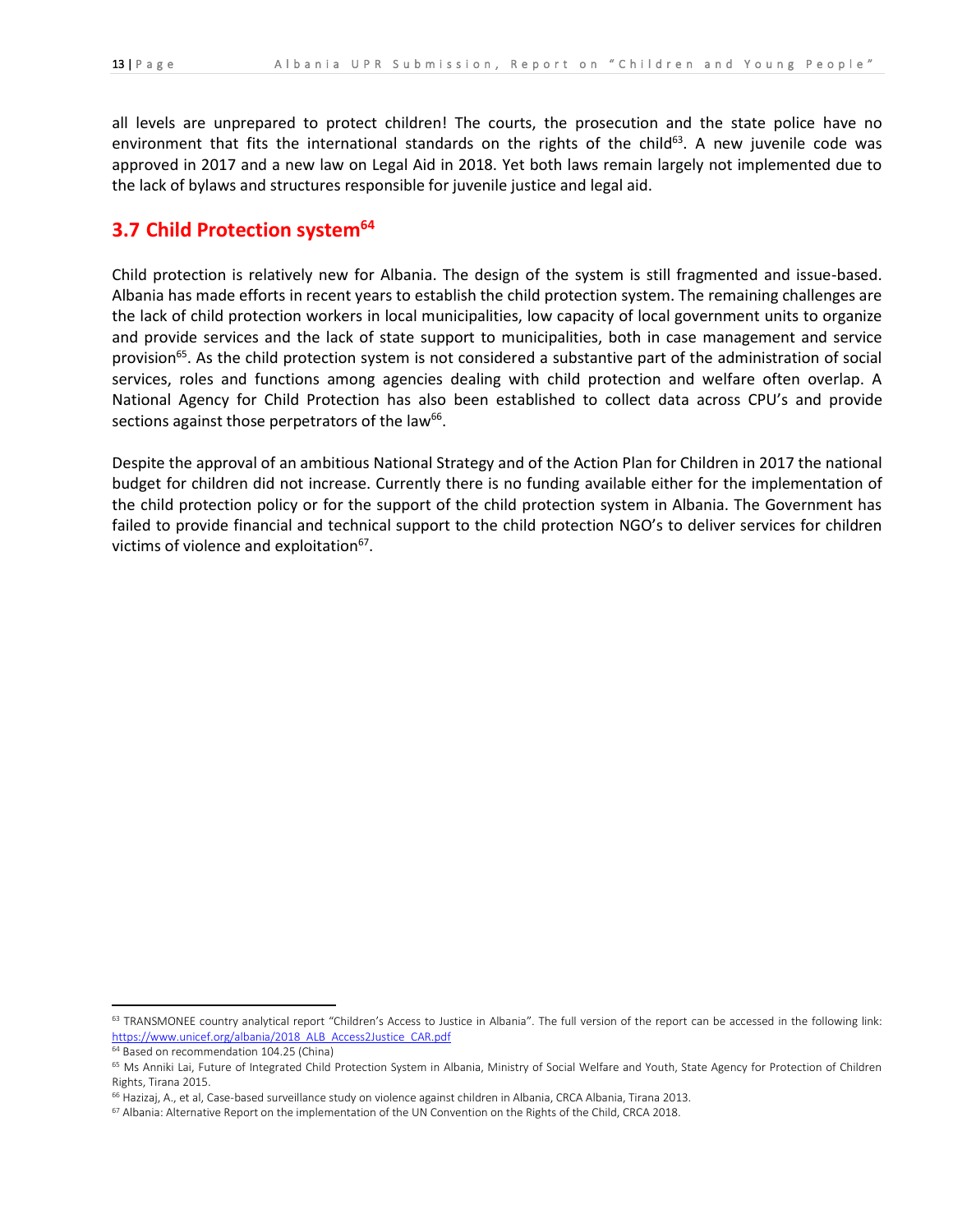all levels are unprepared to protect children! The courts, the prosecution and the state police have no environment that fits the international standards on the rights of the child[63]. A new juvenile code was approved in 2017 and a new law on Legal Aid in 2018. Yet both laws remain largely not implemented due to the lack of bylaws and structures responsible for juvenile justice and legal aid.

## 3.7 Child Protection system[64]

Child protection is relatively new for Albania. The design of the system is still fragmented and issue-based. Albania has made efforts in recent years to establish the child protection system. The remaining challenges are the lack of child protection workers in local municipalities, low capacity of local government units to organize and provide services and the lack of state support to municipalities, both in case management and service provision[65]. As the child protection system is not considered a substantive part of the administration of social services, roles and functions among agencies dealing with child protection and welfare often overlap. A National Agency for Child Protection has also been established to collect data across CPU's and provide sections against those perpetrators of the law[66].

Despite the approval of an ambitious National Strategy and of the Action Plan for Children in 2017 the national budget for children did not increase. Currently there is no funding available either for the implementation of the child protection policy or for the support of the child protection system in Albania. The Government has failed to provide financial and technical support to the child protection NGO's to deliver services for children victims of violence and exploitation[67].

---

[63] TRANSMONEE country analytical report "Children's Access to Justice in Albania". The full version of the report can be accessed in the following link: https://www.unicef.org/albania/2018_ALB_Access2Justice_CAR.pdf

[64] Based on recommendation 104.25 (China)

[65] Ms Anniki Lai, Future of Integrated Child Protection System in Albania, Ministry of Social Welfare and Youth, State Agency for Protection of Children Rights, Tirana 2015.

[66] Hazizaj, A., et al, Case-based surveillance study on violence against children in Albania, CRCA Albania, Tirana 2013.

[67] Albania: Alternative Report on the implementation of the UN Convention on the Rights of the Child, CRCA 2018.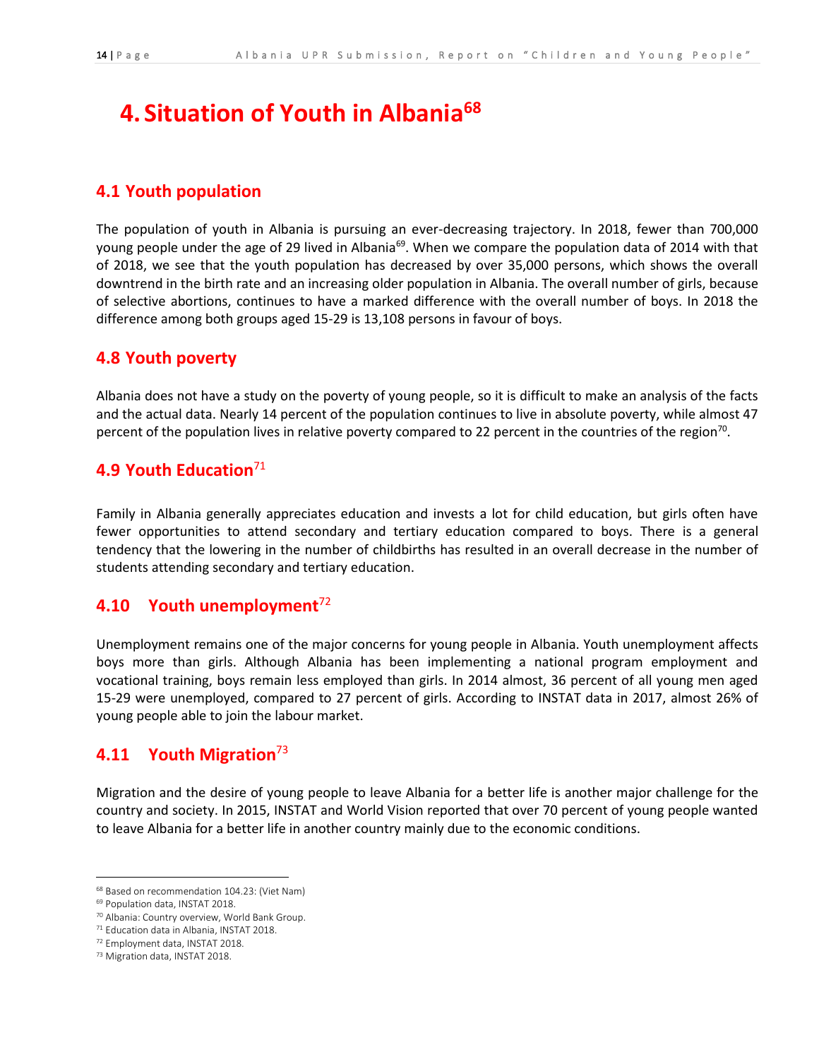# 4. Situation of Youth in Albania[68]

## 4.1 Youth population

The population of youth in Albania is pursuing an ever-decreasing trajectory. In 2018, fewer than 700,000 young people under the age of 29 lived in Albania[69]. When we compare the population data of 2014 with that of 2018, we see that the youth population has decreased by over 35,000 persons, which shows the overall downtrend in the birth rate and an increasing older population in Albania. The overall number of girls, because of selective abortions, continues to have a marked difference with the overall number of boys. In 2018 the difference among both groups aged 15-29 is 13,108 persons in favour of boys.

## 4.8 Youth poverty

Albania does not have a study on the poverty of young people, so it is difficult to make an analysis of the facts and the actual data. Nearly 14 percent of the population continues to live in absolute poverty, while almost 47 percent of the population lives in relative poverty compared to 22 percent in the countries of the region[70].

## 4.9 Youth Education[71]

Family in Albania generally appreciates education and invests a lot for child education, but girls often have fewer opportunities to attend secondary and tertiary education compared to boys. There is a general tendency that the lowering in the number of childbirths has resulted in an overall decrease in the number of students attending secondary and tertiary education.

## 4.10 Youth unemployment[72]

Unemployment remains one of the major concerns for young people in Albania. Youth unemployment affects boys more than girls. Although Albania has been implementing a national program employment and vocational training, boys remain less employed than girls. In 2014 almost, 36 percent of all young men aged 15-29 were unemployed, compared to 27 percent of girls. According to INSTAT data in 2017, almost 26% of young people able to join the labour market.

## 4.11 Youth Migration[73]

Migration and the desire of young people to leave Albania for a better life is another major challenge for the country and society. In 2015, INSTAT and World Vision reported that over 70 percent of young people wanted to leave Albania for a better life in another country mainly due to the economic conditions.

---

[68] Based on recommendation 104.23: (Viet Nam)
[69] Population data, INSTAT 2018.
[70] Albania: Country overview, World Bank Group.
[71] Education data in Albania, INSTAT 2018.
[72] Employment data, INSTAT 2018.
[73] Migration data, INSTAT 2018.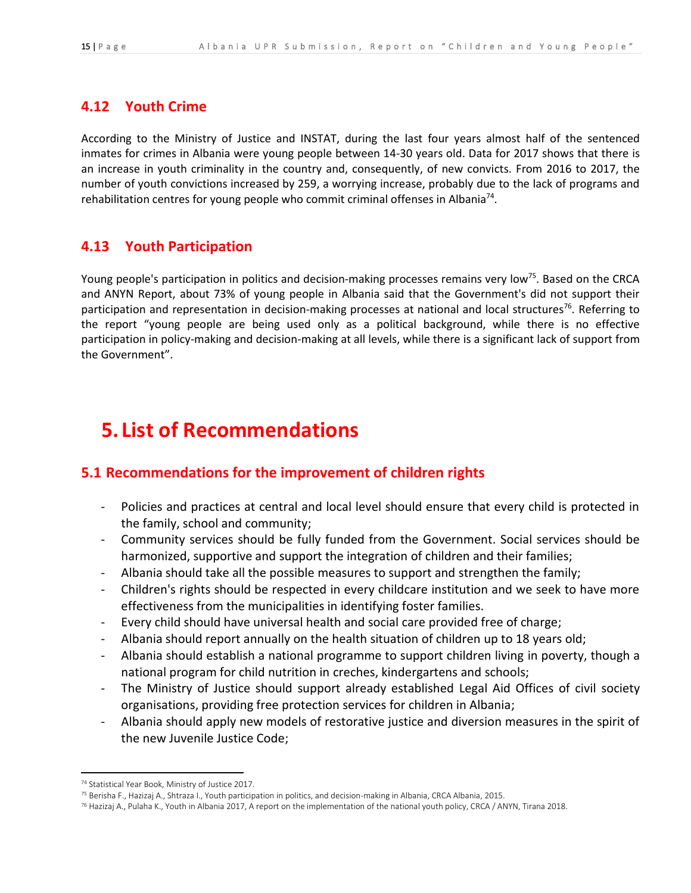### 4.12 Youth Crime

According to the Ministry of Justice and INSTAT, during the last four years almost half of the sentenced inmates for crimes in Albania were young people between 14-30 years old. Data for 2017 shows that there is an increase in youth criminality in the country and, consequently, of new convicts. From 2016 to 2017, the number of youth convictions increased by 259, a worrying increase, probably due to the lack of programs and rehabilitation centres for young people who commit criminal offenses in Albania[74].

### 4.13 Youth Participation

Young people's participation in politics and decision-making processes remains very low[75]. Based on the CRCA and ANYN Report, about 73% of young people in Albania said that the Government's did not support their participation and representation in decision-making processes at national and local structures[76]. Referring to the report "young people are being used only as a political background, while there is no effective participation in policy-making and decision-making at all levels, while there is a significant lack of support from the Government".

# 5. List of Recommendations

### 5.1 Recommendations for the improvement of children rights

- Policies and practices at central and local level should ensure that every child is protected in the family, school and community;
- Community services should be fully funded from the Government. Social services should be harmonized, supportive and support the integration of children and their families;
- Albania should take all the possible measures to support and strengthen the family;
- Children's rights should be respected in every childcare institution and we seek to have more effectiveness from the municipalities in identifying foster families.
- Every child should have universal health and social care provided free of charge;
- Albania should report annually on the health situation of children up to 18 years old;
- Albania should establish a national programme to support children living in poverty, though a national program for child nutrition in creches, kindergartens and schools;
- The Ministry of Justice should support already established Legal Aid Offices of civil society organisations, providing free protection services for children in Albania;
- Albania should apply new models of restorative justice and diversion measures in the spirit of the new Juvenile Justice Code;

---

[74] Statistical Year Book, Ministry of Justice 2017.

[75] Berisha F., Hazizaj A., Shtraza I., Youth participation in politics, and decision-making in Albania, CRCA Albania, 2015.

[76] Hazizaj A., Pulaha K., Youth in Albania 2017, A report on the implementation of the national youth policy, CRCA / ANYN, Tirana 2018.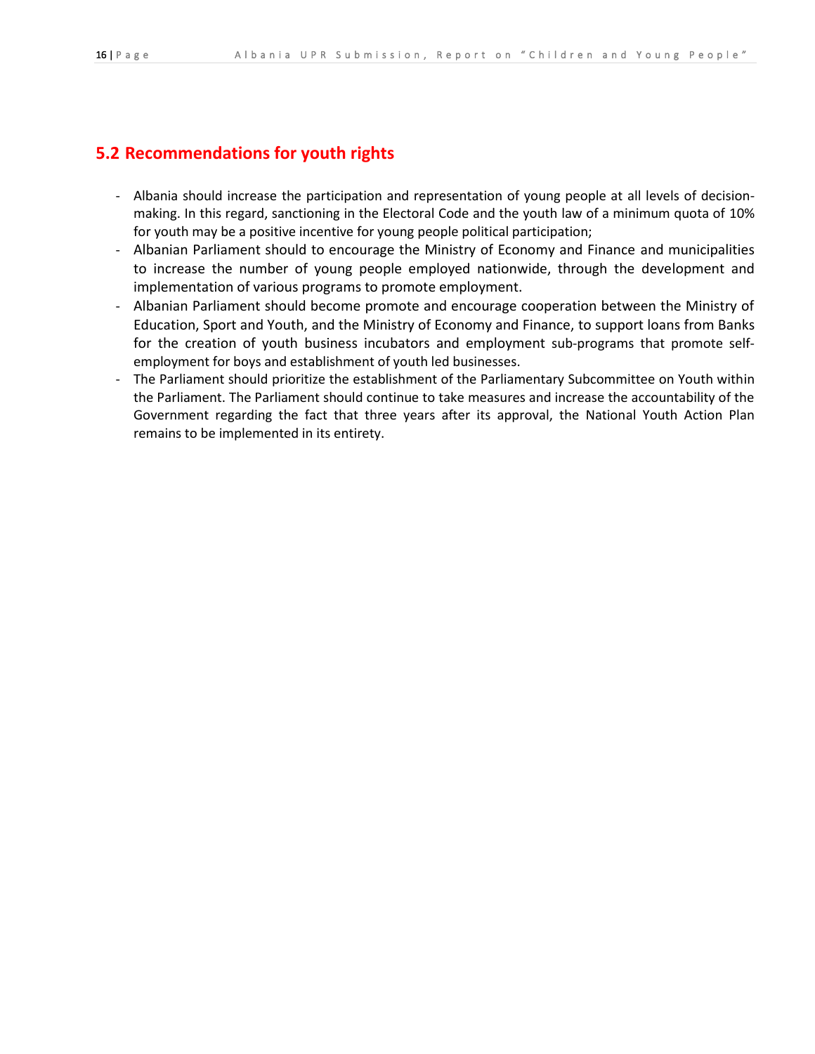## 5.2 Recommendations for youth rights

- Albania should increase the participation and representation of young people at all levels of decision-making. In this regard, sanctioning in the Electoral Code and the youth law of a minimum quota of 10% for youth may be a positive incentive for young people political participation;
- Albanian Parliament should to encourage the Ministry of Economy and Finance and municipalities to increase the number of young people employed nationwide, through the development and implementation of various programs to promote employment.
- Albanian Parliament should become promote and encourage cooperation between the Ministry of Education, Sport and Youth, and the Ministry of Economy and Finance, to support loans from Banks for the creation of youth business incubators and employment sub-programs that promote self-employment for boys and establishment of youth led businesses.
- The Parliament should prioritize the establishment of the Parliamentary Subcommittee on Youth within the Parliament. The Parliament should continue to take measures and increase the accountability of the Government regarding the fact that three years after its approval, the National Youth Action Plan remains to be implemented in its entirety.